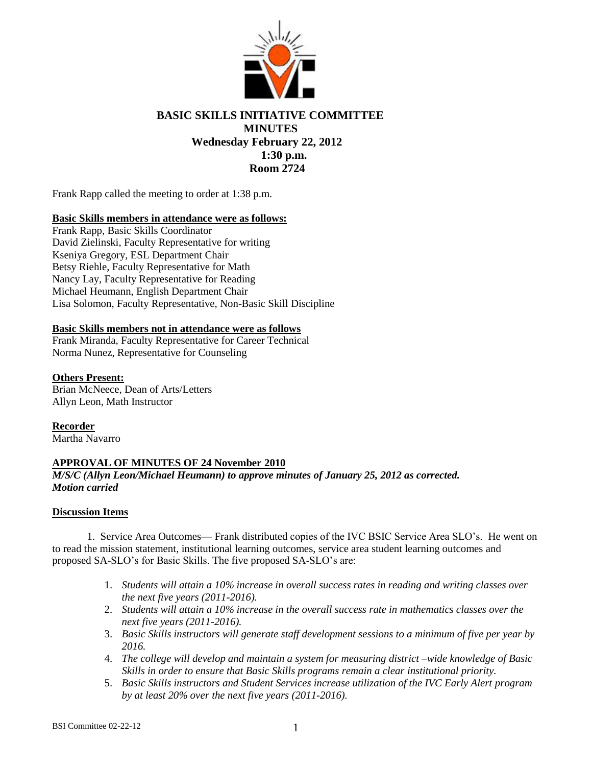# BASIC SKILLS INITIATIVE COMMITTEE
## MINUTES
### Wednesday February 22, 2012
### 1:30 p.m.
### Room 2724

Frank Rapp called the meeting to order at 1:38 p.m.

**Basic Skills members in attendance were as follows:**

Frank Rapp, Basic Skills Coordinator
David Zielinski, Faculty Representative for writing
Kseniya Gregory, ESL Department Chair
Betsy Riehle, Faculty Representative for Math
Nancy Lay, Faculty Representative for Reading
Michael Heumann, English Department Chair
Lisa Solomon, Faculty Representative, Non-Basic Skill Discipline

**Basic Skills members not in attendance were as follows**

Frank Miranda, Faculty Representative for Career Technical
Norma Nunez, Representative for Counseling

**Others Present:**

Brian McNeece, Dean of Arts/Letters
Allyn Leon, Math Instructor

**Recorder**

Martha Navarro

**APPROVAL OF MINUTES OF 24 November 2010**

***M/S/C (Allyn Leon/Michael Heumann) to approve minutes of January 25, 2012 as corrected.***
***Motion carried***

**Discussion Items**

1. Service Area Outcomes— Frank distributed copies of the IVC BSIC Service Area SLO's. He went on to read the mission statement, institutional learning outcomes, service area student learning outcomes and proposed SA-SLO's for Basic Skills. The five proposed SA-SLO's are:

   1. *Students will attain a 10% increase in overall success rates in reading and writing classes over the next five years (2011-2016).*
   2. *Students will attain a 10% increase in the overall success rate in mathematics classes over the next five years (2011-2016).*
   3. *Basic Skills instructors will generate staff development sessions to a minimum of five per year by 2016.*
   4. *The college will develop and maintain a system for measuring district –wide knowledge of Basic Skills in order to ensure that Basic Skills programs remain a clear institutional priority.*
   5. *Basic Skills instructors and Student Services increase utilization of the IVC Early Alert program by at least 20% over the next five years (2011-2016).*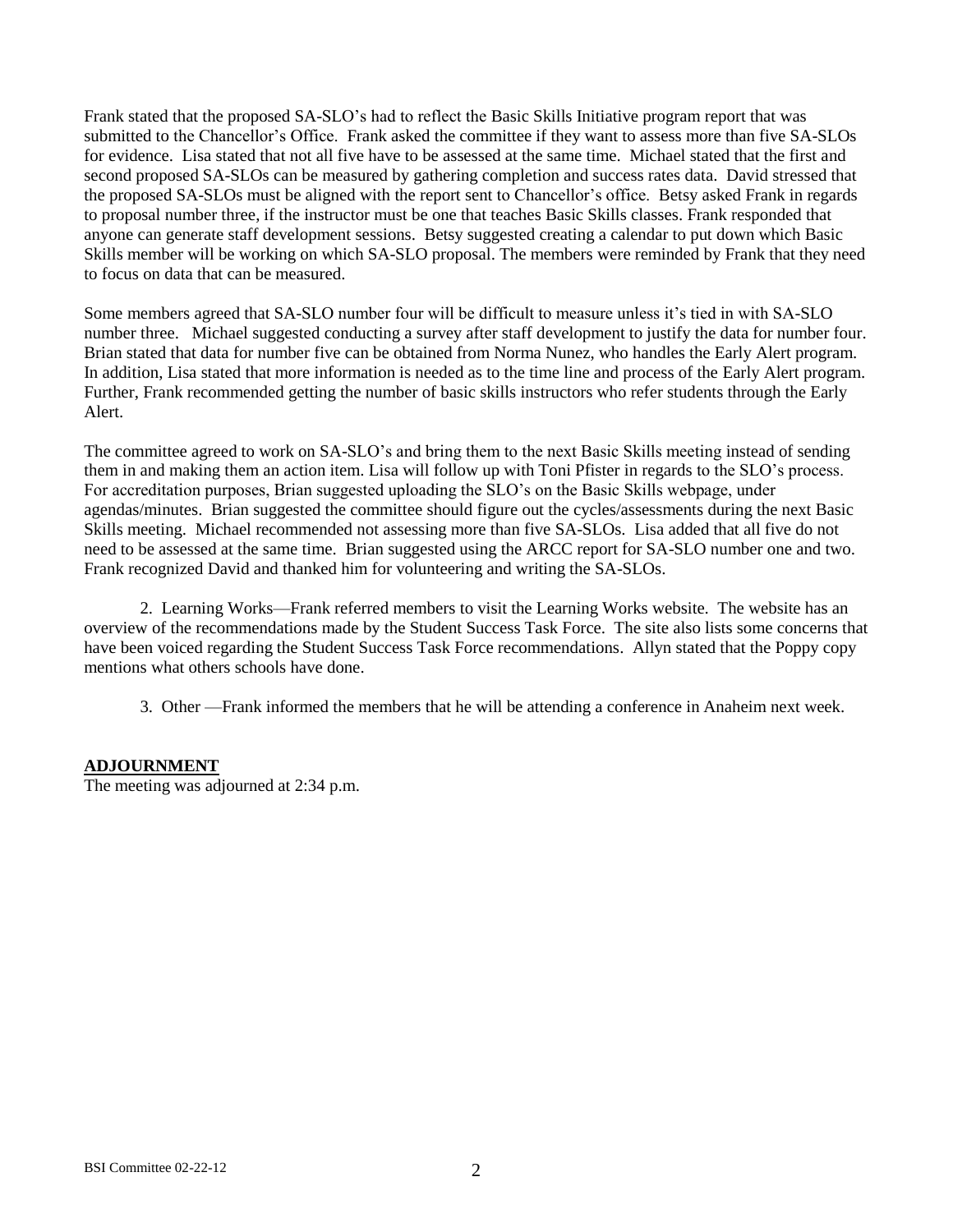Frank stated that the proposed SA-SLO's had to reflect the Basic Skills Initiative program report that was submitted to the Chancellor's Office. Frank asked the committee if they want to assess more than five SA-SLOs for evidence. Lisa stated that not all five have to be assessed at the same time. Michael stated that the first and second proposed SA-SLOs can be measured by gathering completion and success rates data. David stressed that the proposed SA-SLOs must be aligned with the report sent to Chancellor's office. Betsy asked Frank in regards to proposal number three, if the instructor must be one that teaches Basic Skills classes. Frank responded that anyone can generate staff development sessions. Betsy suggested creating a calendar to put down which Basic Skills member will be working on which SA-SLO proposal. The members were reminded by Frank that they need to focus on data that can be measured.

Some members agreed that SA-SLO number four will be difficult to measure unless it's tied in with SA-SLO number three. Michael suggested conducting a survey after staff development to justify the data for number four. Brian stated that data for number five can be obtained from Norma Nunez, who handles the Early Alert program. In addition, Lisa stated that more information is needed as to the time line and process of the Early Alert program. Further, Frank recommended getting the number of basic skills instructors who refer students through the Early Alert.

The committee agreed to work on SA-SLO's and bring them to the next Basic Skills meeting instead of sending them in and making them an action item. Lisa will follow up with Toni Pfister in regards to the SLO's process. For accreditation purposes, Brian suggested uploading the SLO's on the Basic Skills webpage, under agendas/minutes. Brian suggested the committee should figure out the cycles/assessments during the next Basic Skills meeting. Michael recommended not assessing more than five SA-SLOs. Lisa added that all five do not need to be assessed at the same time. Brian suggested using the ARCC report for SA-SLO number one and two. Frank recognized David and thanked him for volunteering and writing the SA-SLOs.

2. Learning Works—Frank referred members to visit the Learning Works website. The website has an overview of the recommendations made by the Student Success Task Force. The site also lists some concerns that have been voiced regarding the Student Success Task Force recommendations. Allyn stated that the Poppy copy mentions what others schools have done.

3. Other —Frank informed the members that he will be attending a conference in Anaheim next week.

**ADJOURNMENT**

The meeting was adjourned at 2:34 p.m.